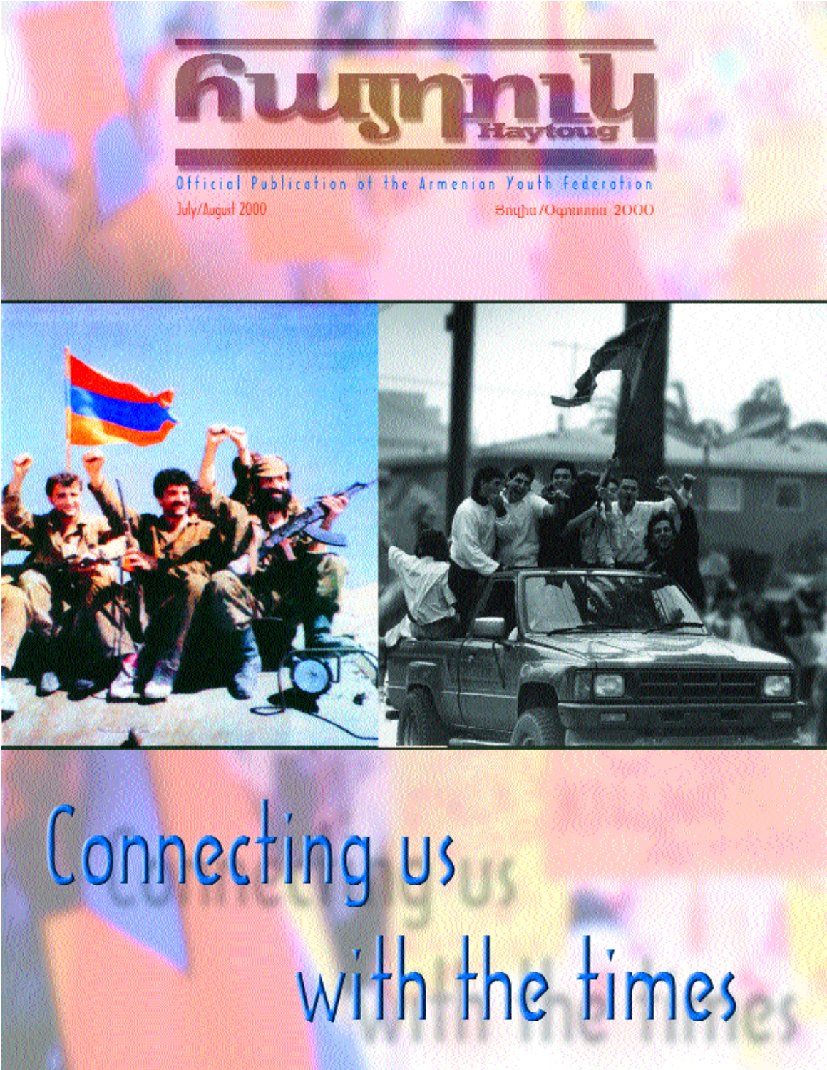# Հայդուկ

## Haytoug

Official Publication of the Armenian Youth Federation

July/August 2000

Յուլիս/Օգոստոս 2000

# Connecting us with the times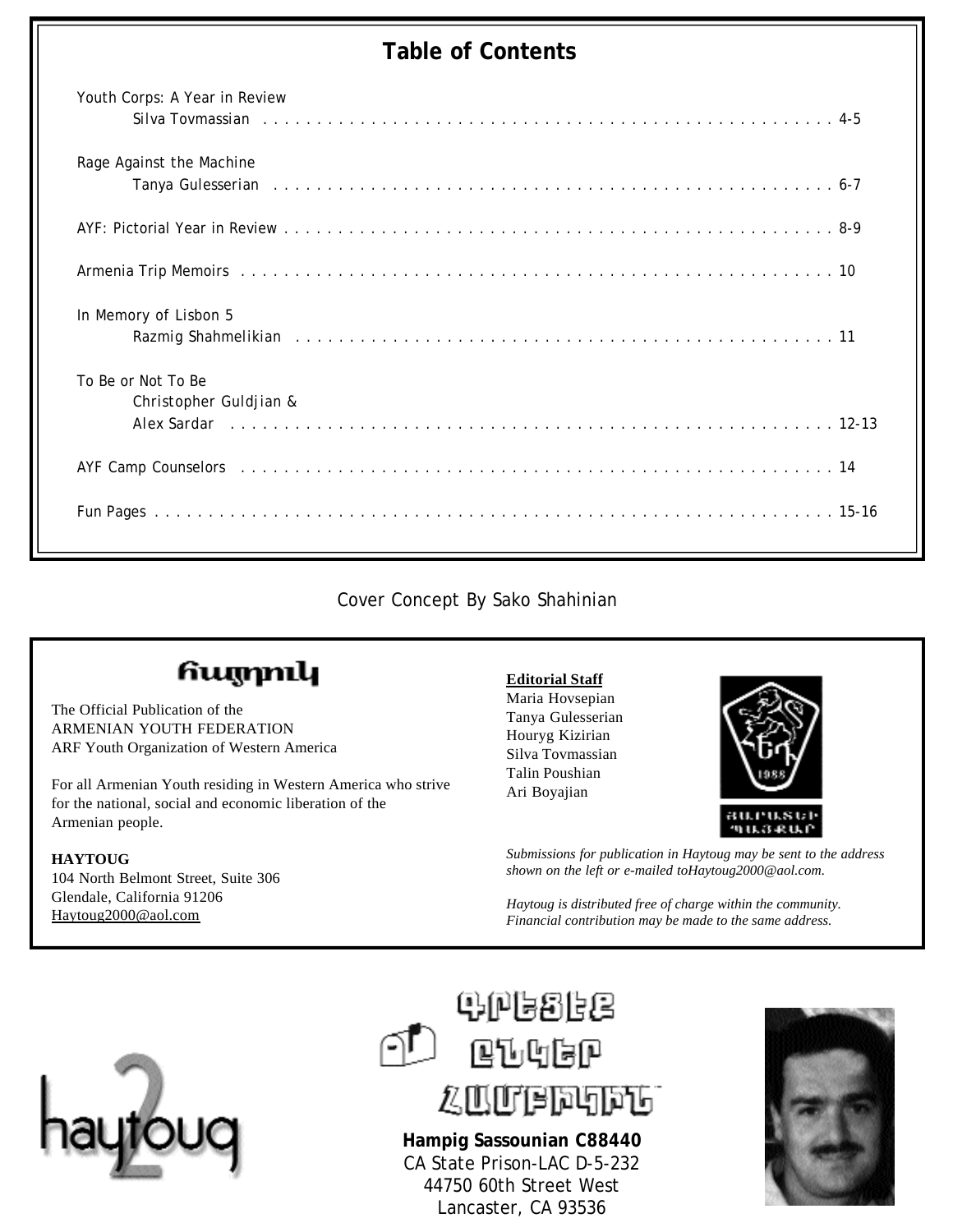## Table of Contents

| | |
|---|---|
| Youth Corps: A Year in Review<br>Silva Tovmassian | 4-5 |
| Rage Against the Machine<br>Tanya Gulesserian | 6-7 |
| AYF: Pictorial Year in Review | 8-9 |
| Armenia Trip Memoirs | 10 |
| In Memory of Lisbon 5<br>Razmig Shahmelikian | 11 |
| To Be or Not To Be<br>Christopher Guldjian &<br>Alex Sardar | 12-13 |
| AYF Camp Counselors | 14 |
| Fun Pages | 15-16 |

Cover Concept By Sako Shahinian

## Հայդուկ

The Official Publication of the
ARMENIAN YOUTH FEDERATION
ARF Youth Organization of Western America

For all Armenian Youth residing in Western America who strive for the national, social and economic liberation of the Armenian people.

**HAYTOUG**
104 North Belmont Street, Suite 306
Glendale, California 91206
Haytoug2000@aol.com

**Editorial Staff**
Maria Hovsepian
Tanya Gulesserian
Houryg Kizirian
Silva Tovmassian
Talin Poushian
Ari Boyajian

*Submissions for publication in Haytoug may be sent to the address shown on the left or e-mailed toHaytoug2000@aol.com.*

*Haytoug is distributed free of charge within the community. Financial contribution may be made to the same address.*

haytoug 2

Գրեցէք ընկեր Համբիկին

**Hampig Sassounian C88440**
CA State Prison-LAC D-5-232
44750 60th Street West
Lancaster, CA 93536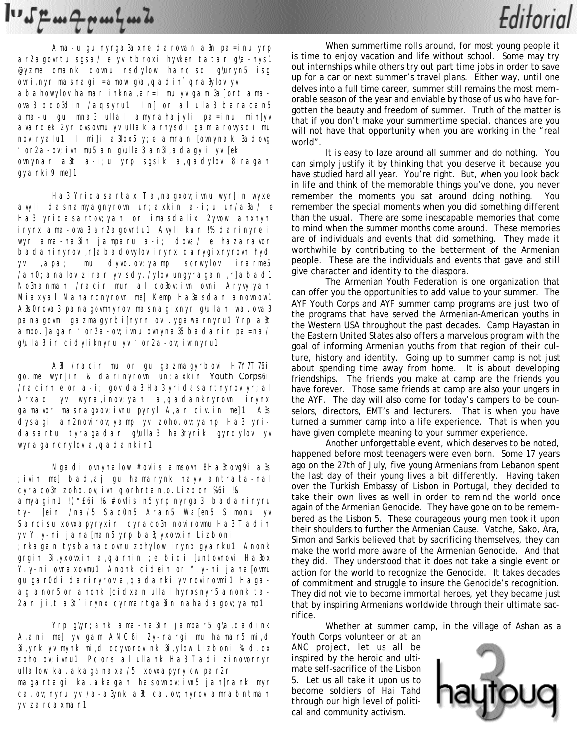# Խմբագրական

Ama-u gu nyrga3axne darovan a3n pa=inu yrp ar2agovrtu sgsa/ e yv tbroxi hyvken tatar g\a-nys1 @yzme omank dovnu nsdylow hancisd g\unyn5 isg ovri,nyr masnagi =amow g\a,qadin`qna3ylov yv abahowylov hamar inkna,ar=i mu yv gam 3a]ort ama-ova3 bdo3din /aqsyru1 In[ or al ulla3 baracan5 ama-u gu mna3 ullal amynahajyli pa=inu min[yv avardek 2yr ovsovmu yv ullak arhysdi gamarovysdi mu novirya lu1 I mi]i a3lox5 y;e amran [ovnynak 3adovg `or2a-ov;ivn mu5 an g\ulla3 an3i,adagyli yv [ek ovnynar a3t a-i;u yrp sgsik a,qadylov 8iragan gyanki9 me]1

Ha3 Yridasartax Ta,nagxov;ivnu wyr]in wyxe avyli dasnamyagnyrovn un;axkin a-i;u un/a3a/ e Ha3 yridasartov;yan or imasdalix 2yvow anxnyn irynx ama-ova3 ar2agovrtu1 Avyli kan !% darinyre i wyr ama-na3in jamparu a-i; dova/ e hazaravor badaninyrov ,r]abadovylov irynx darygixnyrovn hyd yv ,apa; mu dyvo.ov;yamp sorwylov irarme5 /an0;analov zirar yv sdy./ylov ungyragan ,r]abad1 No3nanman /racir mun al co3ov;ivn ovni Aryvylyan Miaxyal Nahancnyrovn me] Kemp Ha3asdan anovnow1 A3s Orova3 panagovmnyrov masnagixnyr g\ullan wa.ova3 panagovmi gazmagyrbi[nyrn ov .ygawarnyru1 Yrp a3t ampo.]agan `or2a-ov;ivnu ovnyna35 badanin pa=na/ g\ulla3 ir cidyliknyru yv `or2a-ov;ivnnyru1

A3l /racir mu or gu gazmagyrbovi H7Y7T7 76i go.me wyr]in & darinyrovn un;axkin Youth Corps6i /racirn e or a-i; govda3 Ha3yridasartnyrov yr;al Arxaq yv wyra,inov;yan a,qadanknyrovn irynx gamavor masnagxov;ivnu pyryl A,an civ.in me]1 A3s dysagi an2novirov;yamp yv zoho.ov;yanp Ha3 yri-dasartu tyragadar g\ulla3 ha3rynik gyrdylov yv wyragancnylov a,qadankin1

Ngadi ovnynalow #ovlis amsovn 8Ha3tovg9i a3s ;ivin me] bad,aj gu hamarynk nayv antrata-nal cyraco3n zoho.ov;ivn qorhrtan,o.Lizbon %6i !& amyagin1 !(*£6i !& #ovlisin5 yrp nyrga3i badaninyru ty- [ein /na/5 Sac0n5 Aran5 Wa[en5 Simonu yv Sarcisu xovxapyryxin cyraco3n novirovmu Ha3 Tadin yv Y.y-ni jana[man5 yrp ba3;yxovxin Lizboni ;rkagan tysbanadovnu zohylov irynx gyanku1 Anonk grgin 3i,yxovxin a,qarhin ;e bidi [untovnovi Ha3ox Y.y-ni ovraxovmu1 Anonk cidein or Y.y-ni jana[ovmu gu gar0di darinyrova,qadanki yv novirovmi1 Haga-aganor5 or anonk [cidxan ullal hyrosnyr5 anonk ta-2an ji,t a3t` irynx cyrmartga3in nahadagov;yamp1

Yrp g\yr;ank ama-na3in jampar5 g\a,qadink A,ani me] yv gam ANC6i 2y-nargi mu hamar5 mi,d 3i,ynk yv mynk mi,d ocyvorovink 3i,ylow Lizboni %d.ox zoho.ov;ivnu1 Polors al ullank Ha3 Tadi zinovornyr ullalow ka.akaganaxa/5 xovxapyrylow par2r magartagi ka.akagan hasovnov;ivn5 jan[nank myr ca.ov;nyru yv /a-a3ynk a3t ca.ov;nyrov amrabntman yv zarcaxman1

# Editorial

When summertime rolls around, for most young people it is time to enjoy vacation and life without school. Some may try out internships while others try out part time jobs in order to save up for a car or next summer's travel plans. Either way, until one delves into a full time career, summer still remains the most memorable season of the year and enviable by those of us who have forgotten the beauty and freedom of summer. Truth of the matter is that if you don't make your summertime special, chances are you will not have that opportunity when you are working in the "real world".

It is easy to laze around all summer and do nothing. You can simply justify it by thinking that you deserve it because you have studied hard all year. You're right. But, when you look back in life and think of the memorable things you've done, you never remember the moments you sat around doing nothing. You remember the special moments when you did something different than the usual. There are some inescapable memories that come to mind when the summer months come around. These memories are of individuals and events that did something. They made it worthwhile by contributing to the betterment of the Armenian people. These are the individuals and events that gave and still give character and identity to the diaspora.

The Armenian Youth Federation is one organization that can offer you the opportunities to add value to your summer. The AYF Youth Corps and AYF summer camp programs are just two of the programs that have served the Armenian-American youths in the Western USA throughout the past decades. Camp Hayastan in the Eastern United States also offers a marvelous program with the goal of informing Armenian youths from that region of their culture, history and identity. Going up to summer camp is not just about spending time away from home. It is about developing friendships. The friends you make at camp are the friends you have forever. Those same friends at camp are also your ungers in the AYF. The day will also come for today's campers to be counselors, directors, EMT's and lecturers. That is when you have turned a summer camp into a life experience. That is when you have given complete meaning to your summer experience.

Another unforgettable event, which deserves to be noted, happened before most teenagers were even born. Some 17 years ago on the 27th of July, five young Armenians from Lebanon spent the last day of their young lives a bit differently. Having taken over the Turkish Embassy of Lisbon in Portugal, they decided to take their own lives as well in order to remind the world once again of the Armenian Genocide. They have gone on to be remembered as the Lisbon 5. These courageous young men took it upon their shoulders to further the Armenian Cause. Vatche, Sako, Ara, Simon and Sarkis believed that by sacrificing themselves, they can make the world more aware of the Armenian Genocide. And that they did. They understood that it does not take a single event or action for the world to recognize the Genocide. It takes decades of commitment and struggle to insure the Genocide's recognition. They did not vie to become immortal heroes, yet they became just that by inspiring Armenians worldwide through their ultimate sacrifice.

Whether at summer camp, in the village of Ashan as a Youth Corps volunteer or at an ANC project, let us all be inspired by the heroic and ultimate self-sacrifice of the Lisbon 5. Let us all take it upon us to become soldiers of Hai Tahd through our high level of political and community activism.

haytoug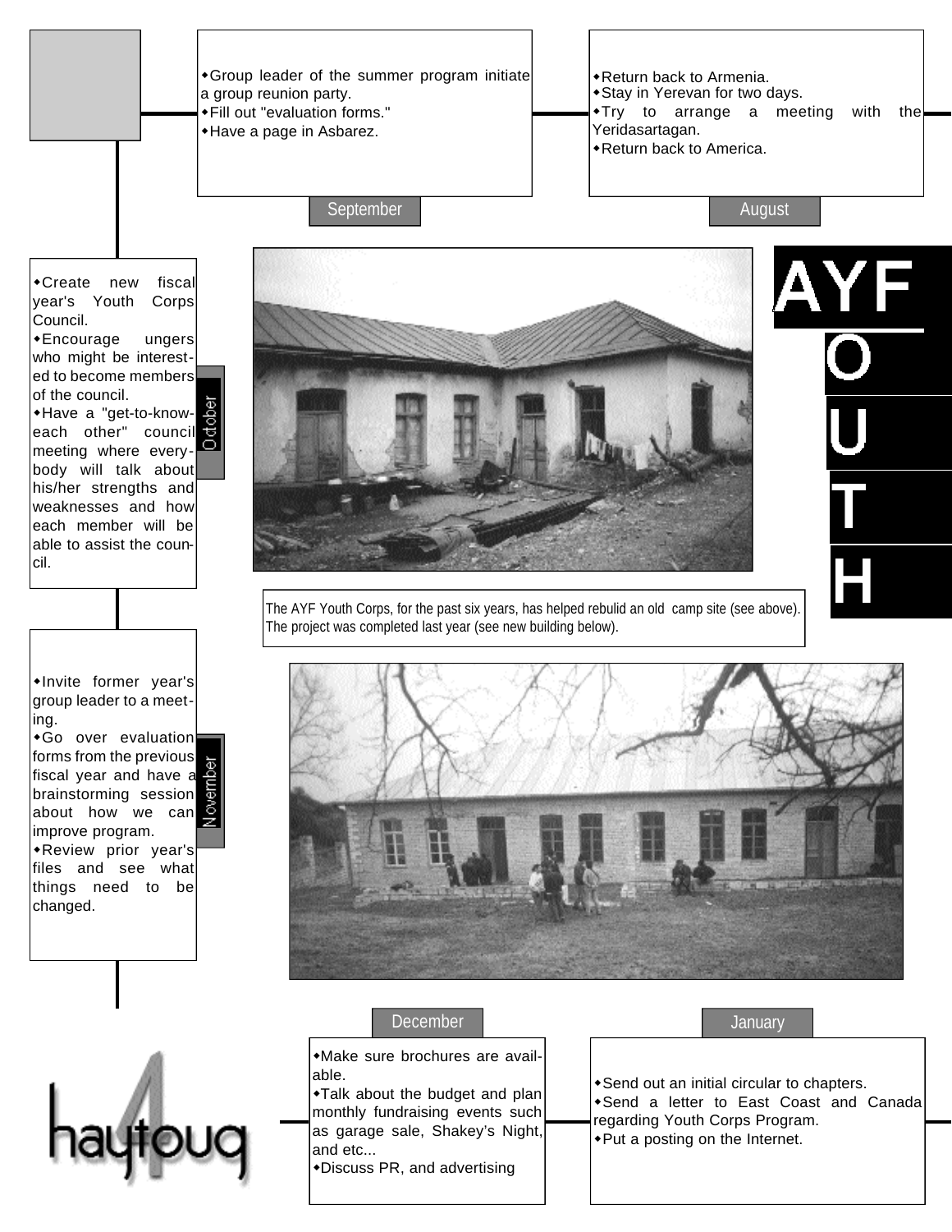# AYF YOUTH

## August

- Return back to Armenia.
- Stay in Yerevan for two days.
- Try to arrange a meeting with the Yeridasartagan.
- Return back to America.

## September

- Group leader of the summer program initiate a group reunion party.
- Fill out "evaluation forms."
- Have a page in Asbarez.

## October

- Create new fiscal year's Youth Corps Council.
- Encourage ungers who might be interest-ed to become members of the council.
- Have a "get-to-know-each other" council meeting where every-body will talk about his/her strengths and weaknesses and how each member will be able to assist the coun-cil.

## November

- Invite former year's group leader to a meet-ing.
- Go over evaluation forms from the previous fiscal year and have a brainstorming session about how we can improve program.
- Review prior year's files and see what things need to be changed.

The AYF Youth Corps, for the past six years, has helped rebulid an old camp site (see above). The project was completed last year (see new building below).

## December

- Make sure brochures are avail-able.
- Talk about the budget and plan monthly fundraising events such as garage sale, Shakey's Night, and etc...
- Discuss PR, and advertising

## January

- Send out an initial circular to chapters.
- Send a letter to East Coast and Canada regarding Youth Corps Program.
- Put a posting on the Internet.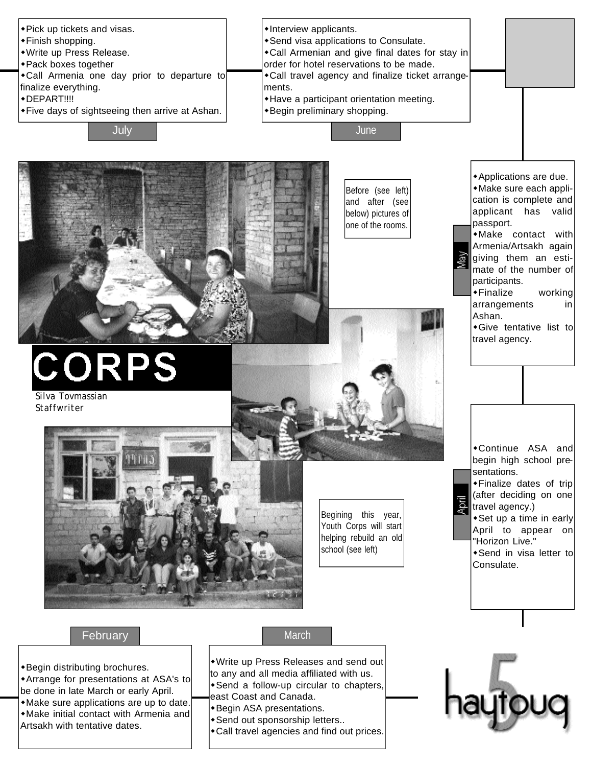# CORPS

Silva Tovmassian
Staffwriter

## February

- Begin distributing brochures.
- Arrange for presentations at ASA's to be done in late March or early April.
- Make sure applications are up to date.
- Make initial contact with Armenia and Artsakh with tentative dates.

## March

- Write up Press Releases and send out to any and all media affiliated with us.
- Send a follow-up circular to chapters, east Coast and Canada.
- Begin ASA presentations.
- Send out sponsorship letters..
- Call travel agencies and find out prices.

## April

- Continue ASA and begin high school presentations.
- Finalize dates of trip (after deciding on one travel agency.)
- Set up a time in early April to appear on "Horizon Live."
- Send in visa letter to Consulate.

## May

- Applications are due.
- Make sure each application is complete and applicant has valid passport.
- Make contact with Armenia/Artsakh again giving them an estimate of the number of participants.
- Finalize working arrangements in Ashan.
- Give tentative list to travel agency.

## June

- Interview applicants.
- Send visa applications to Consulate.
- Call Armenian and give final dates for stay in order for hotel reservations to be made.
- Call travel agency and finalize ticket arrangements.
- Have a participant orientation meeting.
- Begin preliminary shopping.

## July

- Pick up tickets and visas.
- Finish shopping.
- Write up Press Release.
- Pack boxes together
- Call Armenia one day prior to departure to finalize everything.
- DEPART!!!!
- Five days of sightseeing then arrive at Ashan.

Before (see left) and after (see below) pictures of one of the rooms.

Begining this year, Youth Corps will start helping rebuild an old school (see left)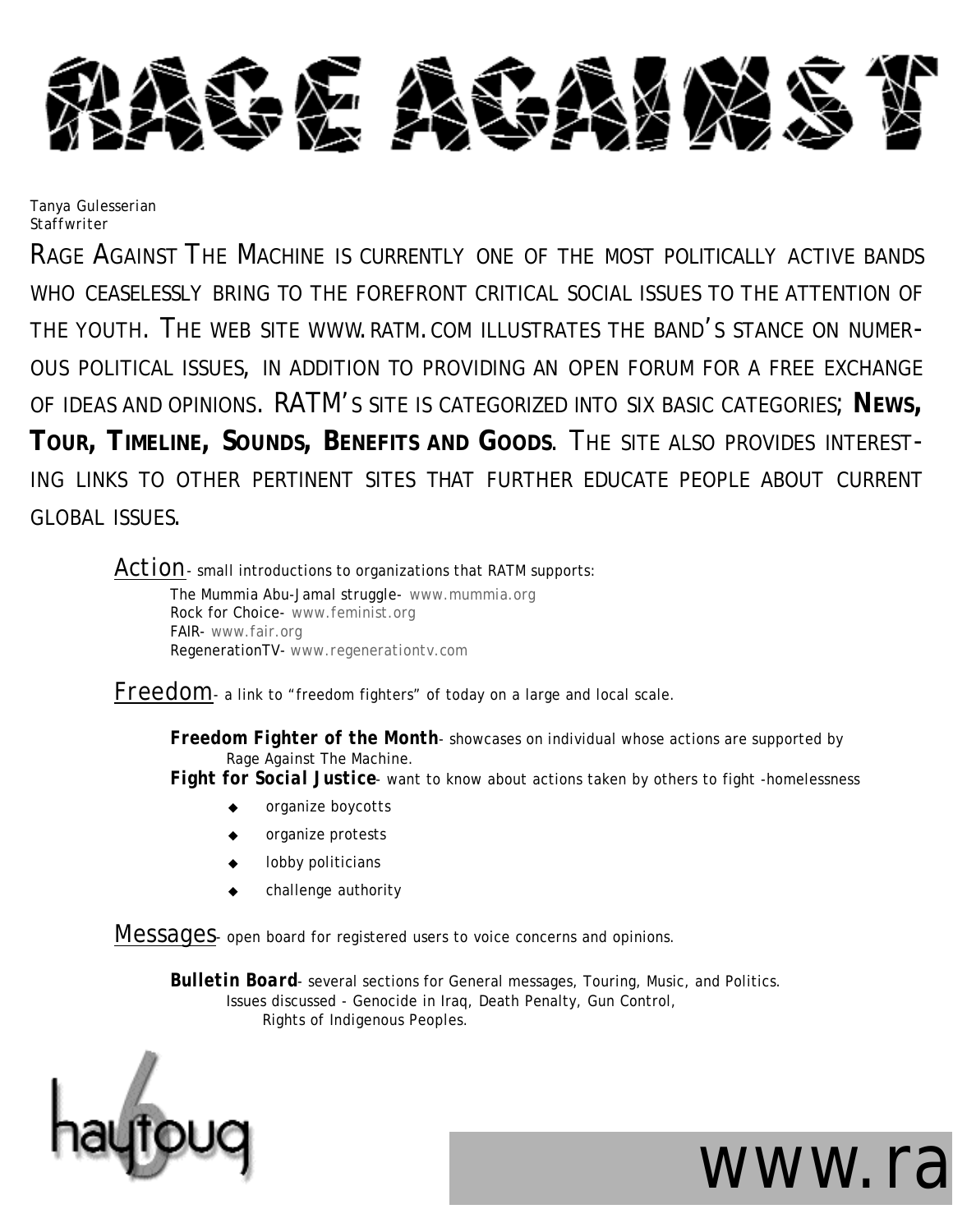# RAGE AGAINST

Tanya Gulesserian
Staffwriter

RAGE AGAINST THE MACHINE IS CURRENTLY ONE OF THE MOST POLITICALLY ACTIVE BANDS WHO CEASELESSLY BRING TO THE FOREFRONT CRITICAL SOCIAL ISSUES TO THE ATTENTION OF THE YOUTH. THE WEB SITE WWW.RATM.COM ILLUSTRATES THE BAND'S STANCE ON NUMEROUS POLITICAL ISSUES, IN ADDITION TO PROVIDING AN OPEN FORUM FOR A FREE EXCHANGE OF IDEAS AND OPINIONS. RATM'S SITE IS CATEGORIZED INTO SIX BASIC CATEGORIES; **NEWS, TOUR, TIMELINE, SOUNDS, BENEFITS AND GOODS**. THE SITE ALSO PROVIDES INTERESTING LINKS TO OTHER PERTINENT SITES THAT FURTHER EDUCATE PEOPLE ABOUT CURRENT GLOBAL ISSUES.

Action- small introductions to organizations that RATM supports:

The Mummia Abu-Jamal struggle- www.mummia.org
Rock for Choice- www.feminist.org
FAIR- www.fair.org
RegenerationTV- www.regenerationtv.com

Freedom- a link to "freedom fighters" of today on a large and local scale.

**Freedom Fighter of the Month**- showcases on individual whose actions are supported by Rage Against The Machine.
**Fight for Social Justice**- want to know about actions taken by others to fight -homelessness

- organize boycotts
- organize protests
- lobby politicians
- challenge authority

Messages- open board for registered users to voice concerns and opinions.

**Bulletin Board**- several sections for General messages, Touring, Music, and Politics.
Issues discussed - Genocide in Iraq, Death Penalty, Gun Control, Rights of Indigenous Peoples.

haytoug

www.ra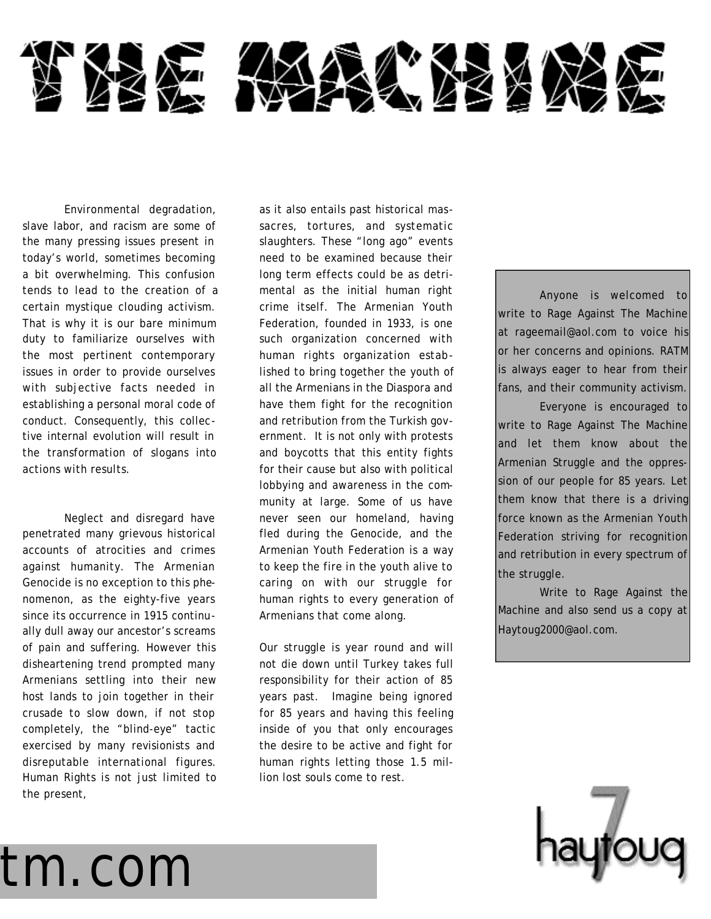# THE MACHINE

Environmental degradation, slave labor, and racism are some of the many pressing issues present in today's world, sometimes becoming a bit overwhelming. This confusion tends to lead to the creation of a certain mystique clouding activism. That is why it is our bare minimum duty to familiarize ourselves with the most pertinent contemporary issues in order to provide ourselves with subjective facts needed in establishing a personal moral code of conduct. Consequently, this collective internal evolution will result in the transformation of slogans into actions with results.

Neglect and disregard have penetrated many grievous historical accounts of atrocities and crimes against humanity. The Armenian Genocide is no exception to this phenomenon, as the eighty-five years since its occurrence in 1915 continually dull away our ancestor's screams of pain and suffering. However this disheartening trend prompted many Armenians settling into their new host lands to join together in their crusade to slow down, if not stop completely, the "blind-eye" tactic exercised by many revisionists and disreputable international figures. Human Rights is not just limited to the present, as it also entails past historical massacres, tortures, and systematic slaughters. These "long ago" events need to be examined because their long term effects could be as detrimental as the initial human right crime itself. The Armenian Youth Federation, founded in 1933, is one such organization concerned with human rights organization established to bring together the youth of all the Armenians in the Diaspora and have them fight for the recognition and retribution from the Turkish government. It is not only with protests and boycotts that this entity fights for their cause but also with political lobbying and awareness in the community at large. Some of us have never seen our homeland, having fled during the Genocide, and the Armenian Youth Federation is a way to keep the fire in the youth alive to caring on with our struggle for human rights to every generation of Armenians that come along.

Our struggle is year round and will not die down until Turkey takes full responsibility for their action of 85 years past. Imagine being ignored for 85 years and having this feeling inside of you that only encourages the desire to be active and fight for human rights letting those 1.5 million lost souls come to rest.

> Anyone is welcomed to write to Rage Against The Machine at rageemail@aol.com to voice his or her concerns and opinions. RATM is always eager to hear from their fans, and their community activism.
>
> Everyone is encouraged to write to Rage Against The Machine and let them know about the Armenian Struggle and the oppression of our people for 85 years. Let them know that there is a driving force known as the Armenian Youth Federation striving for recognition and retribution in every spectrum of the struggle.
>
> Write to Rage Against the Machine and also send us a copy at Haytoug2000@aol.com.

tm.com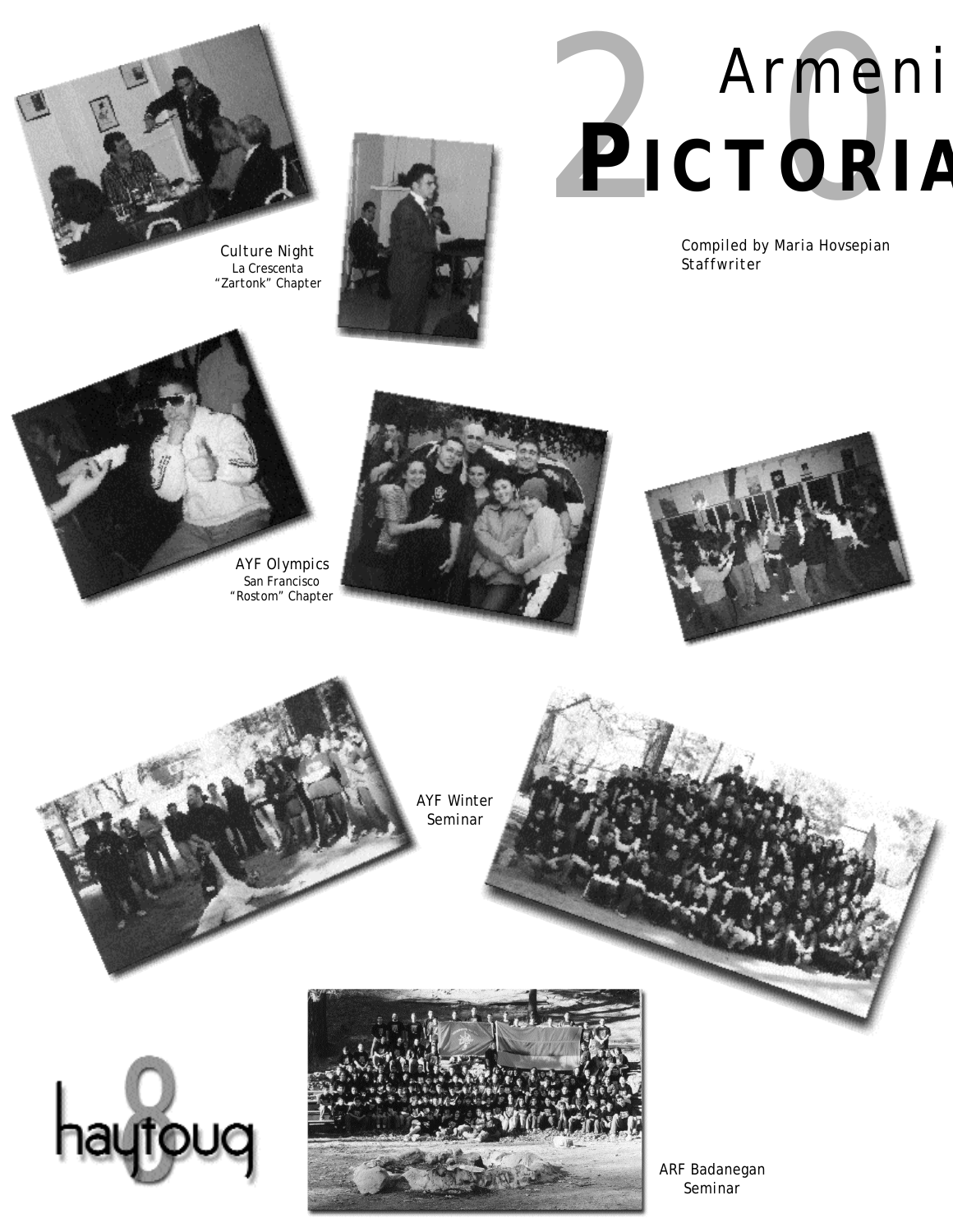# Armeni
# PICTORIA

Compiled by Maria Hovsepian
Staffwriter

Culture Night
La Crescenta
"Zartonk" Chapter

AYF Olympics
San Francisco
"Rostom" Chapter

AYF Winter
Seminar

ARF Badanegan
Seminar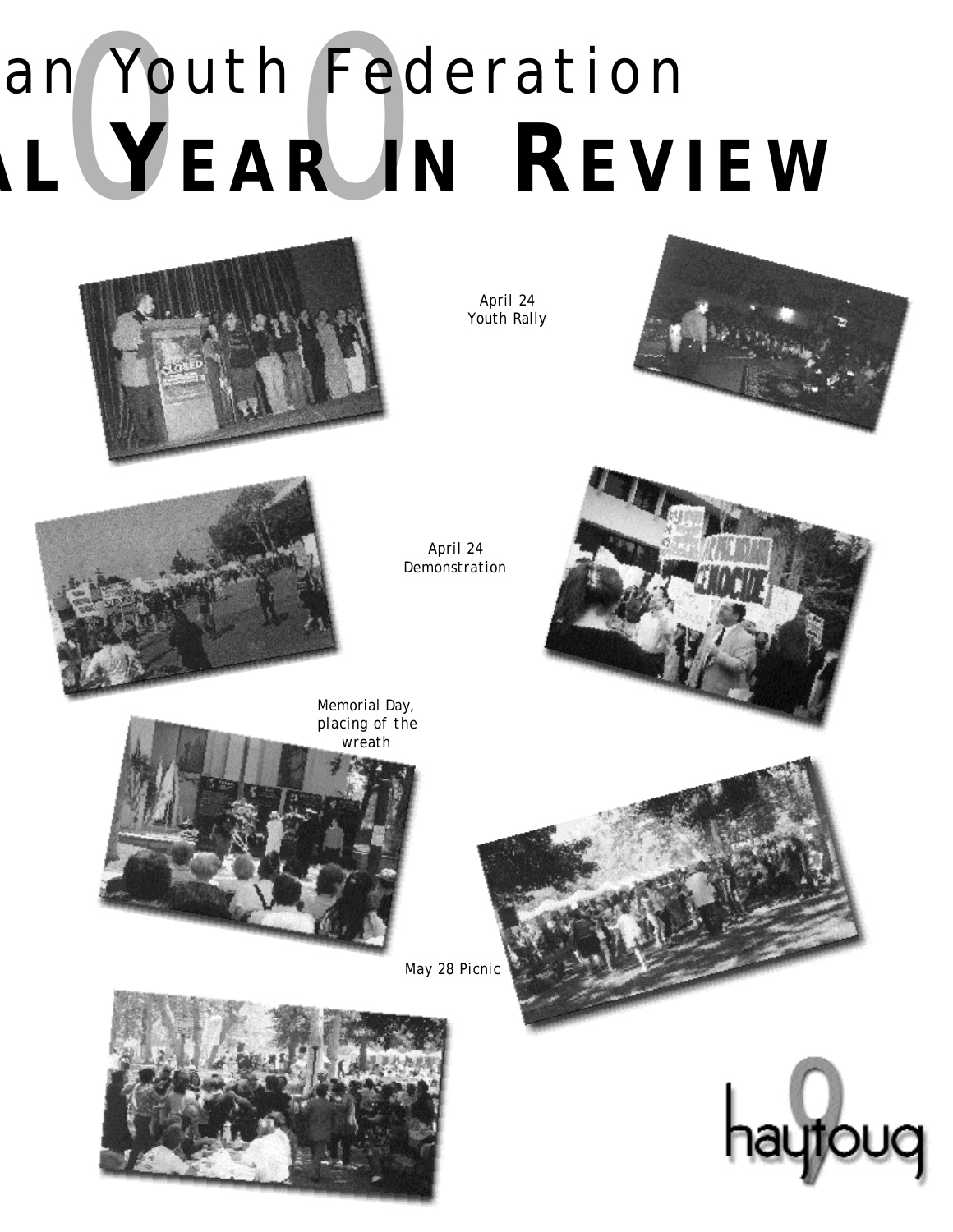# an Youth Federation

# AL YEAR IN REVIEW

April 24
Youth Rally

April 24
Demonstration

Memorial Day,
placing of the
wreath

May 28 Picnic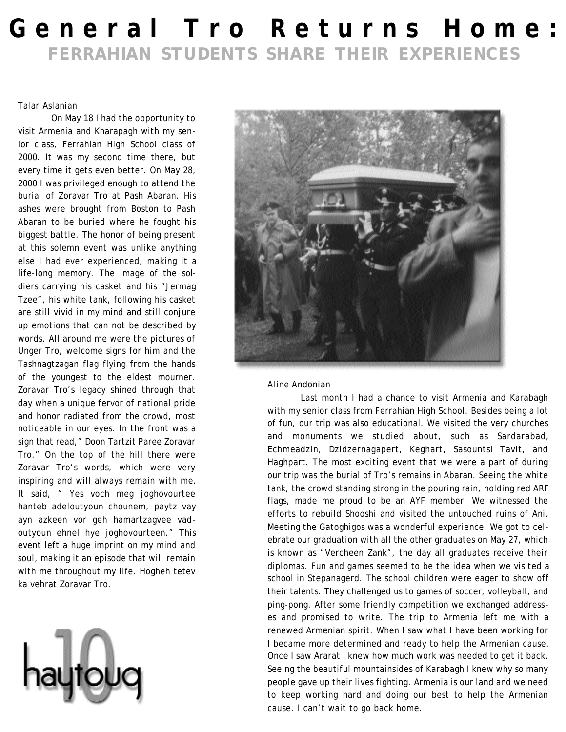# General Tro Returns Home:

## FERRAHIAN STUDENTS SHARE THEIR EXPERIENCES

Talar Aslanian

On May 18 I had the opportunity to visit Armenia and Kharapagh with my senior class, Ferrahian High School class of 2000. It was my second time there, but every time it gets even better. On May 28, 2000 I was privileged enough to attend the burial of Zoravar Tro at Pash Abaran. His ashes were brought from Boston to Pash Abaran to be buried where he fought his biggest battle. The honor of being present at this solemn event was unlike anything else I had ever experienced, making it a life-long memory. The image of the soldiers carrying his casket and his "Jermag Tzee", his white tank, following his casket are still vivid in my mind and still conjure up emotions that can not be described by words. All around me were the pictures of Unger Tro, welcome signs for him and the Tashnagtzagan flag flying from the hands of the youngest to the eldest mourner. Zoravar Tro's legacy shined through that day when a unique fervor of national pride and honor radiated from the crowd, most noticeable in our eyes. In the front was a sign that read," Doon Tartzit Paree Zoravar Tro." On the top of the hill there were Zoravar Tro's words, which were very inspiring and will always remain with me. It said, " Yes voch meg joghovourtee hanteb adeloutyoun chounem, paytz vay ayn azkeen vor geh hamartzagvee vadoutyoun ehnel hye joghovourteen." This event left a huge imprint on my mind and soul, making it an episode that will remain with me throughout my life. Hogheh tetev ka vehrat Zoravar Tro.

Aline Andonian

Last month I had a chance to visit Armenia and Karabagh with my senior class from Ferrahian High School. Besides being a lot of fun, our trip was also educational. We visited the very churches and monuments we studied about, such as Sardarabad, Echmeadzin, Dzidzernagapert, Keghart, Sasountsi Tavit, and Haghpart. The most exciting event that we were a part of during our trip was the burial of Tro's remains in Abaran. Seeing the white tank, the crowd standing strong in the pouring rain, holding red ARF flags, made me proud to be an AYF member. We witnessed the efforts to rebuild Shooshi and visited the untouched ruins of Ani. Meeting the Gatoghigos was a wonderful experience. We got to celebrate our graduation with all the other graduates on May 27, which is known as "Vercheen Zank", the day all graduates receive their diplomas. Fun and games seemed to be the idea when we visited a school in Stepanagerd. The school children were eager to show off their talents. They challenged us to games of soccer, volleyball, and ping-pong. After some friendly competition we exchanged addresses and promised to write. The trip to Armenia left me with a renewed Armenian spirit. When I saw what I have been working for I became more determined and ready to help the Armenian cause. Once I saw Ararat I knew how much work was needed to get it back. Seeing the beautiful mountainsides of Karabagh I knew why so many people gave up their lives fighting. Armenia is our land and we need to keep working hard and doing our best to help the Armenian cause. I can't wait to go back home.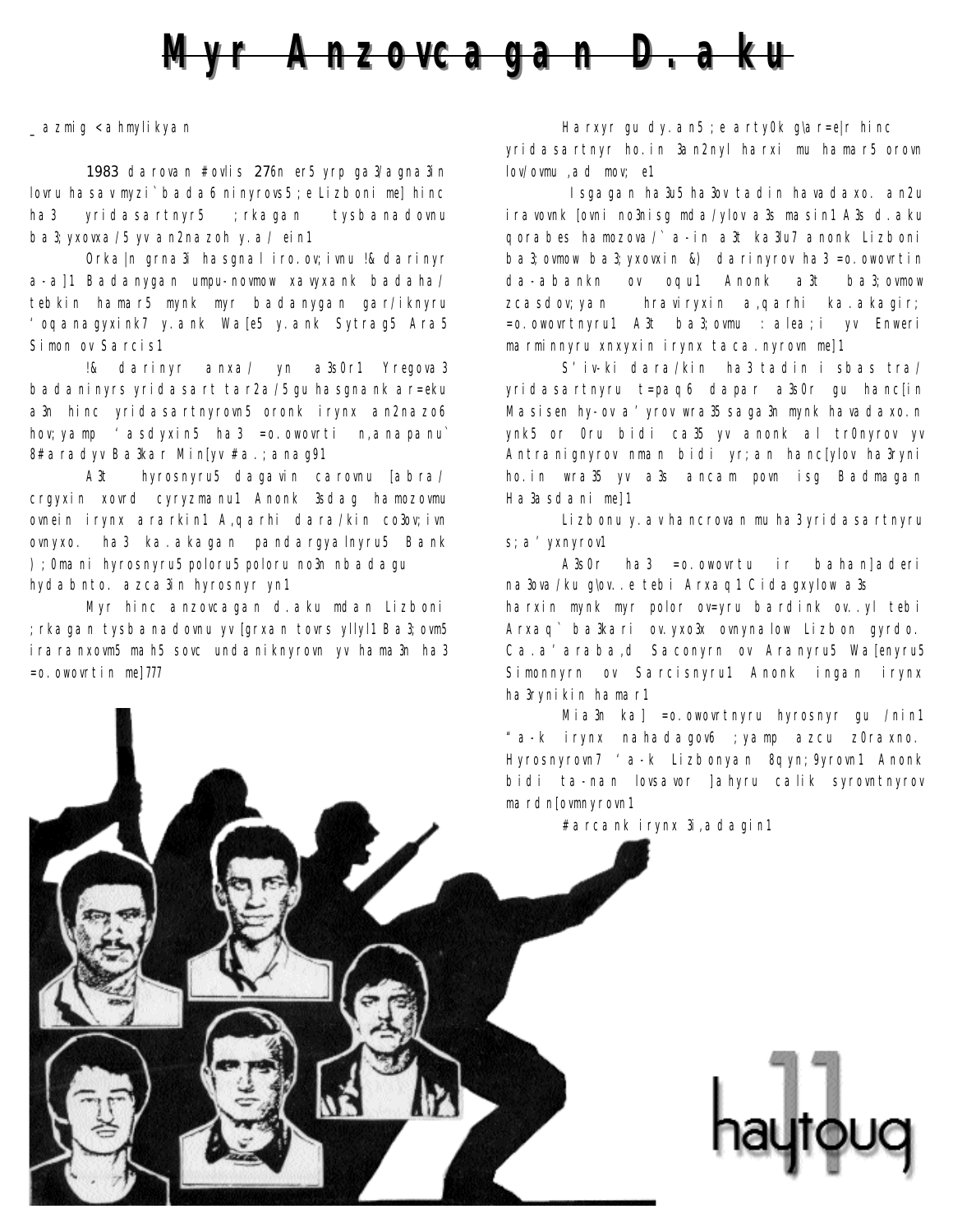# Myr Anzovcagan D.aku

_azmig <ahmylikyan

1983 darovan #ovlis 27n er5 yrp ga3/agna3in lovru hasav myzi`bada6 ninyrovs5 ;e Lizboni me] hinc ha3 yridasartnyr5 ;rkagan tysbanadovnu ba3;yxovxa/5 yv an2nazoh y.a/ ein1

Orka|n grna3i hasgnal iro.ov;ivnu !& darinyr a-a]1 Badanygan umpu-novmow xavyxank badaha/ tebkin hamar5 mynk myr badanygan gar/iknyru 'oqanagyxink7 y.ank Wa[e5 y.ank Sytrag5 Ara5 Simon ov Sarcis1

!& darinyr anxa/ yn a3s0r1 Yregova3 badaninyrs yridasart tar2a/5gu hasgnank ar=eku a3n hinc yridasartnyrovn5 oronk irynx an2nazo6 hov;yamp 'asdyxin5 ha3 =o.owovrti n,anapanu` 8#aradyv Ba3kar Min[yv #a.;anag91

A3t hyrosnyru5 dagavin carovnu [abra/ crgyxin xovrd cyryzmanu1 Anonk 3sdag hamozovmu ovnein irynx ararkin1 A,qarhi dara/kin co3ov;ivn ovnyxo. ha3 ka.akagan pandargyalnyru5 Bank );0mani hyrosnyru5 poloru5 poloru no3n nbadagu hydabnto. azca3in hyrosnyr yn1

Myr hinc anzovcagan d.aku mdan Lizboni ;rkagan tysbanadovnu yv [grxan tovrs yllyl1 Ba3;ovm5 irara nxovm5 mah5 sovc undaniknyrovn yv hama3n ha3 =o.owovrtin me]777

Harxyr gu dy.an5 ;e arty0k g\ar=e|r hinc yridasartnyr ho.in 3an2nyl harxi mu hamar5 orovn lov/ovmu ,ad mov; e1

Isgagan ha3u5 ha3ov tadin havadaxo. an2u iravovnk [ovni no3nisg mda/ylova3s masin1 A3s d.aku qorabes hamozova/`a-in a3t ka3lu7 anonk Lizboni ba3;ovmow ba3;yxovxin &) darinyrov ha3 =o.owovrtin da-abankn ov oqu1 Anonk a3t ba3;ovmow zcasdov;yan hraviryxin a,qarhi ka.akagir; =o.owovrtnyru1 A3t ba3;ovmu :alea;i yv Enweri marminnyru xnxyxin irynx taca.nyrovn me]1

S'iv-ki dara/kin ha3 tadin isbas tra/ yridasartnyru t=paq6 dapar a3s0r gu hanc[in Masisen hy-ov a'yrov wra35 saga3n mynk havadaxo.n ynk5 or 0ru bidi ca35 yv anonk al tr0nyrov yv Antranignyrov nman bidi yr;an hanc[ylov ha3ryni ho.in wra35 yv a3s ancam povn isg Badmagan Ha3asdani me]1

Lizbonu y.av hancrovan mu ha3 yridasartnyru s;a'yxnyrov1

A3s0r ha3 =o.owovrtu ir bahan]aderi na3ova/ku g\ov..e tebi Arxaq1 Cidagxylow a3s harxin mynk myr polor ov=yru bardink ov..yl tebi Arxaq` ba3kari ov.yxo3x ovnynalow Lizbon gyrdo. Ca.a'araba,d Saconyrn ov Aranyru5 Wa[enyru5 Simonnyrn ov Sarcisnyru1 Anonk ingan irynx ha3rynikin hamar1

Mia3n ka] =o.owovrtnyru hyrosnyr gu /nin1 "a-k irynx nahadagov6 ;yamp azcu z0raxno. Hyrosnyrovn7 'a-k Lizbonyan 8qyn;9yrovn1 Anonk bidi ta-nan lovsavor ]ahyru calik syrovntnyrov mardn[ovmnyrovn1

#arcank irynx 3i,adagin1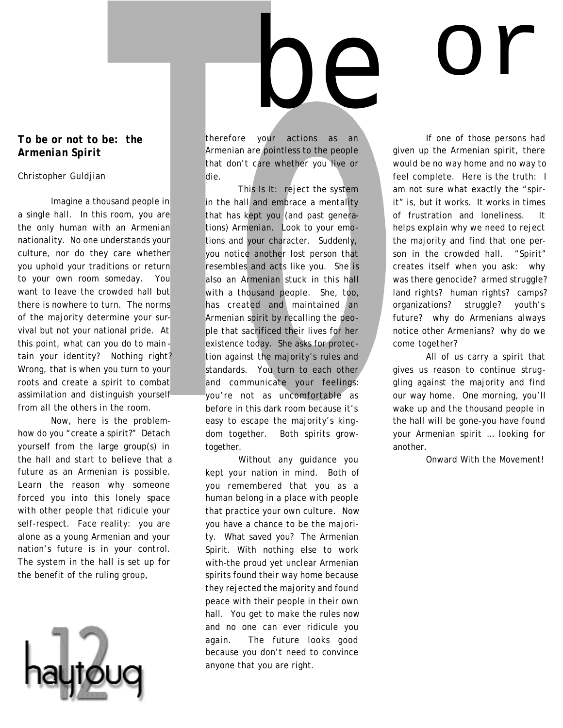# To be or

### *To be or not to be: the Armenian Spirit*

Christopher Guldjian

Imagine a thousand people in a single hall. In this room, you are the only human with an Armenian nationality. No one understands your culture, nor do they care whether you uphold your traditions or return to your own room someday. You want to leave the crowded hall but there is nowhere to turn. The norms of the majority determine your survival but not your national pride. At this point, what can you do to maintain your identity? Nothing right? Wrong, that is when you turn to your roots and create a spirit to combat assimilation and distinguish yourself from all the others in the room.

Now, here is the problem-how do you "create a spirit?" Detach yourself from the large group(s) in the hall and start to believe that a future as an Armenian is possible. Learn the reason why someone forced you into this lonely space with other people that ridicule your self-respect. Face reality: you are alone as a young Armenian and your nation's future is in your control. The system in the hall is set up for the benefit of the ruling group, therefore your actions as an Armenian are pointless to the people that don't care whether you live or die.

This Is It: reject the system in the hall and embrace a mentality that has kept you (and past generations) Armenian. Look to your emotions and your character. Suddenly, you notice another lost person that resembles and acts like you. She is also an Armenian stuck in this hall with a thousand people. She, too, has created and maintained an Armenian spirit by recalling the people that sacrificed their lives for her existence today. She asks for protection against the majority's rules and standards. You turn to each other and communicate your feelings: you're not as uncomfortable as before in this dark room because it's easy to escape the majority's kingdom together. Both spirits grow-together.

Without any guidance you kept your nation in mind. Both of you remembered that you as a human belong in a place with people that practice your own culture. Now you have a chance to be the majority. What saved you? The Armenian Spirit. With nothing else to work with-the proud yet unclear Armenian spirits found their way home because they rejected the majority and found peace with their people in their own hall. You get to make the rules now and no one can ever ridicule you again. The future looks good because you don't need to convince anyone that you are right.

If one of those persons had given up the Armenian spirit, there would be no way home and no way to feel complete. Here is the truth: I am not sure what exactly the "spirit" is, but it works. It works in times of frustration and loneliness. It helps explain why we need to reject the majority and find that one person in the crowded hall. "Spirit" creates itself when you ask: why was there genocide? armed struggle? land rights? human rights? camps? organizations? struggle? youth's future? why do Armenians always notice other Armenians? why do we come together?

All of us carry a spirit that gives us reason to continue struggling against the majority and find our way home. One morning, you'll wake up and the thousand people in the hall will be gone-you have found your Armenian spirit … looking for another.

Onward With the Movement!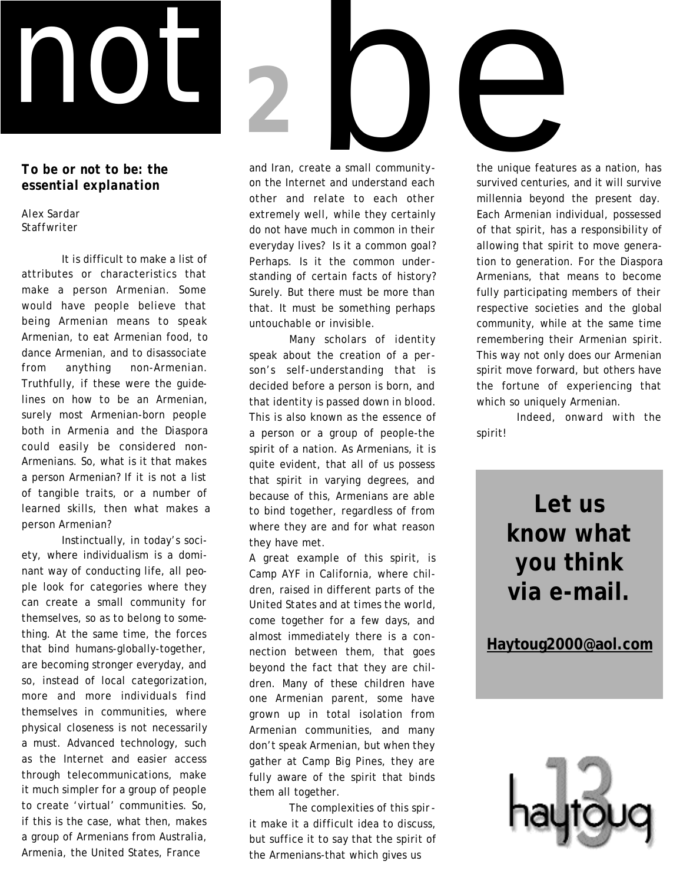# not 2 be

***To be or not to be: the essential explanation***

Alex Sardar
Staffwriter

It is difficult to make a list of attributes or characteristics that make a person Armenian. Some would have people believe that being Armenian means to speak Armenian, to eat Armenian food, to dance Armenian, and to disassociate from anything non-Armenian. Truthfully, if these were the guidelines on how to be an Armenian, surely most Armenian-born people both in Armenia and the Diaspora could easily be considered non-Armenians. So, what is it that makes a person Armenian? If it is not a list of tangible traits, or a number of learned skills, then what makes a person Armenian?

Instinctually, in today's society, where individualism is a dominant way of conducting life, all people look for categories where they can create a small community for themselves, so as to belong to something. At the same time, the forces that bind humans-globally-together, are becoming stronger everyday, and so, instead of local categorization, more and more individuals find themselves in communities, where physical closeness is not necessarily a must. Advanced technology, such as the Internet and easier access through telecommunications, make it much simpler for a group of people to create 'virtual' communities. So, if this is the case, what then, makes a group of Armenians from Australia, Armenia, the United States, France and Iran, create a small community-on the Internet and understand each other and relate to each other extremely well, while they certainly do not have much in common in their everyday lives? Is it a common goal? Perhaps. Is it the common understanding of certain facts of history? Surely. But there must be more than that. It must be something perhaps untouchable or invisible.

Many scholars of identity speak about the creation of a person's self-understanding that is decided before a person is born, and that identity is passed down in blood. This is also known as the essence of a person or a group of people-the spirit of a nation. As Armenians, it is quite evident, that all of us possess that spirit in varying degrees, and because of this, Armenians are able to bind together, regardless of from where they are and for what reason they have met.

A great example of this spirit, is Camp AYF in California, where children, raised in different parts of the United States and at times the world, come together for a few days, and almost immediately there is a connection between them, that goes beyond the fact that they are children. Many of these children have one Armenian parent, some have grown up in total isolation from Armenian communities, and many don't speak Armenian, but when they gather at Camp Big Pines, they are fully aware of the spirit that binds them all together.

The complexities of this spirit make it a difficult idea to discuss, but suffice it to say that the spirit of the Armenians-that which gives us the unique features as a nation, has survived centuries, and it will survive millennia beyond the present day. Each Armenian individual, possessed of that spirit, has a responsibility of allowing that spirit to move generation to generation. For the Diaspora Armenians, that means to become fully participating members of their respective societies and the global community, while at the same time remembering their Armenian spirit. This way not only does our Armenian spirit move forward, but others have the fortune of experiencing that which so uniquely Armenian.

Indeed, onward with the spirit!

**Let us know what you think via e-mail.**

**Haytoug2000@aol.com**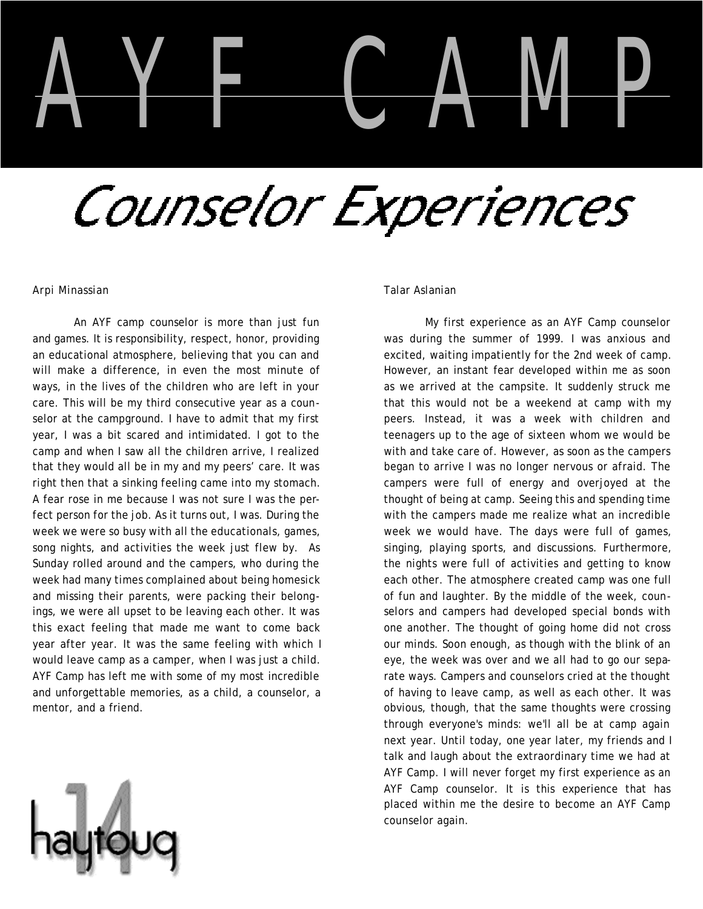# AYF CAMP

## Counselor Experiences

Arpi Minassian

An AYF camp counselor is more than just fun and games. It is responsibility, respect, honor, providing an educational atmosphere, believing that you can and will make a difference, in even the most minute of ways, in the lives of the children who are left in your care. This will be my third consecutive year as a counselor at the campground. I have to admit that my first year, I was a bit scared and intimidated. I got to the camp and when I saw all the children arrive, I realized that they would all be in my and my peers' care. It was right then that a sinking feeling came into my stomach. A fear rose in me because I was not sure I was the perfect person for the job. As it turns out, I was. During the week we were so busy with all the educationals, games, song nights, and activities the week just flew by. As Sunday rolled around and the campers, who during the week had many times complained about being homesick and missing their parents, were packing their belongings, we were all upset to be leaving each other. It was this exact feeling that made me want to come back year after year. It was the same feeling with which I would leave camp as a camper, when I was just a child. AYF Camp has left me with some of my most incredible and unforgettable memories, as a child, a counselor, a mentor, and a friend.

Talar Aslanian

My first experience as an AYF Camp counselor was during the summer of 1999. I was anxious and excited, waiting impatiently for the 2nd week of camp. However, an instant fear developed within me as soon as we arrived at the campsite. It suddenly struck me that this would not be a weekend at camp with my peers. Instead, it was a week with children and teenagers up to the age of sixteen whom we would be with and take care of. However, as soon as the campers began to arrive I was no longer nervous or afraid. The campers were full of energy and overjoyed at the thought of being at camp. Seeing this and spending time with the campers made me realize what an incredible week we would have. The days were full of games, singing, playing sports, and discussions. Furthermore, the nights were full of activities and getting to know each other. The atmosphere created camp was one full of fun and laughter. By the middle of the week, counselors and campers had developed special bonds with one another. The thought of going home did not cross our minds. Soon enough, as though with the blink of an eye, the week was over and we all had to go our separate ways. Campers and counselors cried at the thought of having to leave camp, as well as each other. It was obvious, though, that the same thoughts were crossing through everyone's minds: we'll all be at camp again next year. Until today, one year later, my friends and I talk and laugh about the extraordinary time we had at AYF Camp. I will never forget my first experience as an AYF Camp counselor. It is this experience that has placed within me the desire to become an AYF Camp counselor again.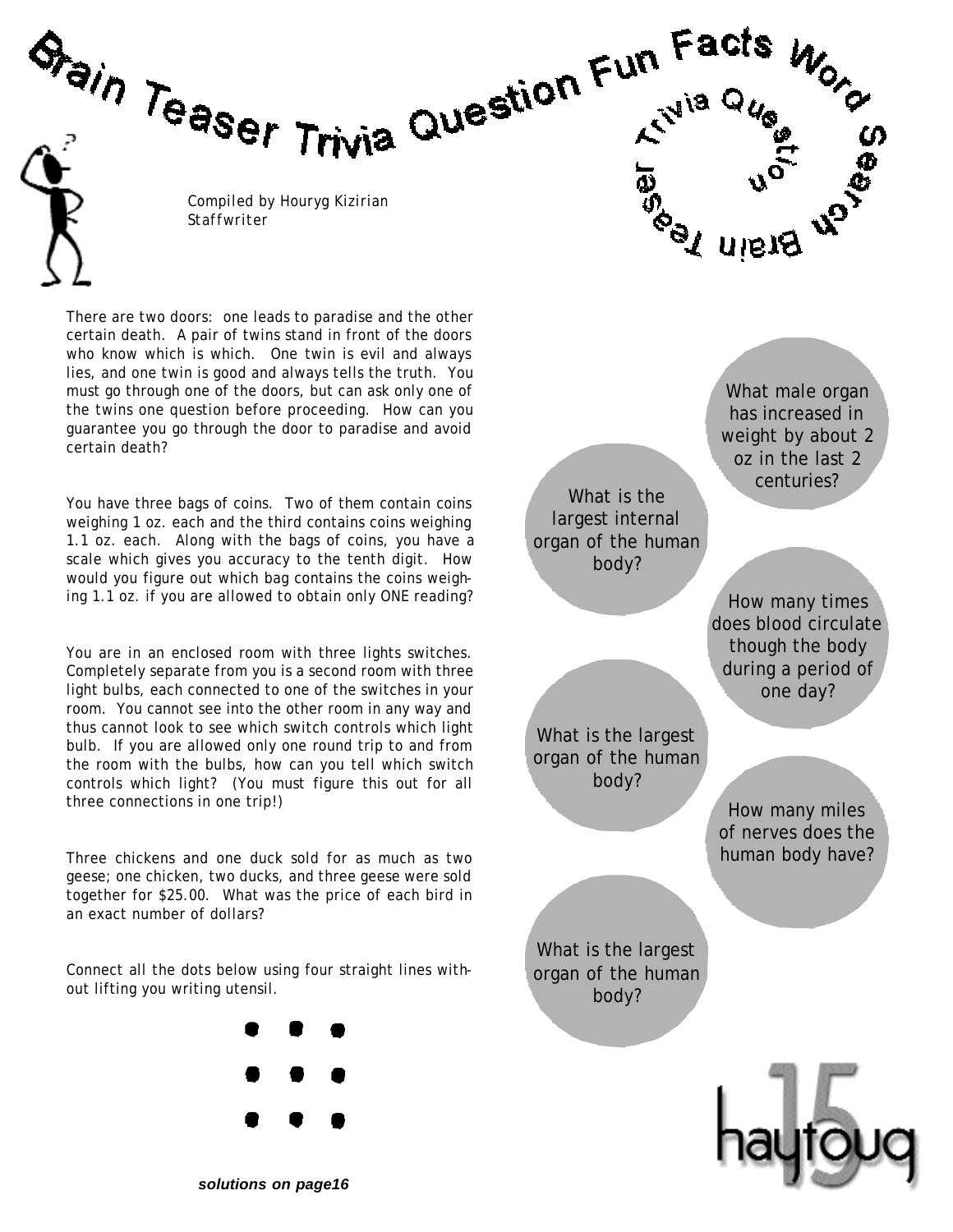# Brain Teaser Trivia Question Fun Facts Word Search

Trivia Question Brain Teaser

Compiled by Houryg Kizirian
Staffwriter

There are two doors: one leads to paradise and the other certain death. A pair of twins stand in front of the doors who know which is which. One twin is evil and always lies, and one twin is good and always tells the truth. You must go through one of the doors, but can ask only one of the twins one question before proceeding. How can you guarantee you go through the door to paradise and avoid certain death?

You have three bags of coins. Two of them contain coins weighing 1 oz. each and the third contains coins weighing 1.1 oz. each. Along with the bags of coins, you have a scale which gives you accuracy to the tenth digit. How would you figure out which bag contains the coins weighing 1.1 oz. if you are allowed to obtain only ONE reading?

You are in an enclosed room with three lights switches. Completely separate from you is a second room with three light bulbs, each connected to one of the switches in your room. You cannot see into the other room in any way and thus cannot look to see which switch controls which light bulb. If you are allowed only one round trip to and from the room with the bulbs, how can you tell which switch controls which light? (You must figure this out for all three connections in one trip!)

Three chickens and one duck sold for as much as two geese; one chicken, two ducks, and three geese were sold together for $25.00. What was the price of each bird in an exact number of dollars?

Connect all the dots below using four straight lines without lifting you writing utensil.

● ● ●

● ● ●

● ● ●

What male organ has increased in weight by about 2 oz in the last 2 centuries?

What is the largest internal organ of the human body?

How many times does blood circulate though the body during a period of one day?

What is the largest organ of the human body?

How many miles of nerves does the human body have?

What is the largest organ of the human body?

***solutions on page16***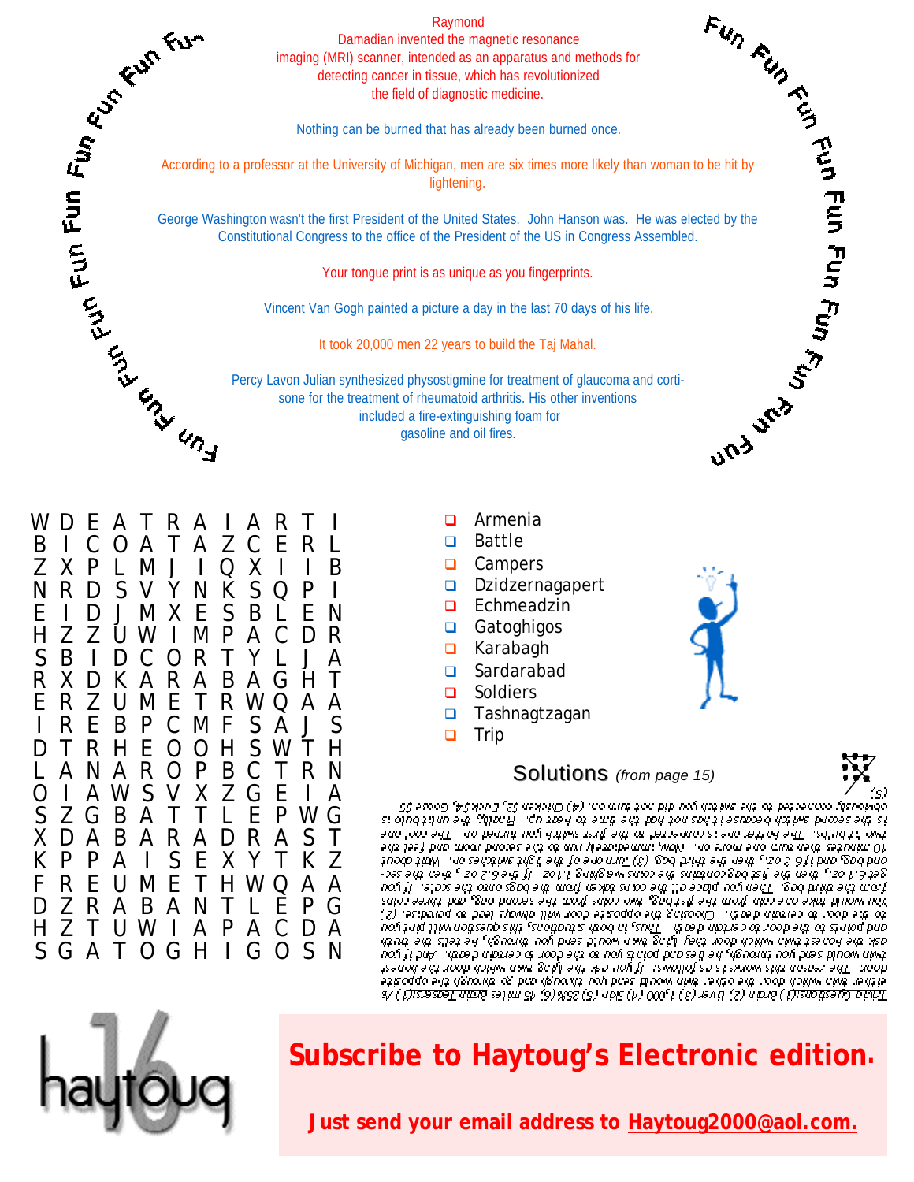Raymond Damadian invented the magnetic resonance imaging (MRI) scanner, intended as an apparatus and methods for detecting cancer in tissue, which has revolutionized the field of diagnostic medicine.

Nothing can be burned that has already been burned once.

According to a professor at the University of Michigan, men are six times more likely than woman to be hit by lightening.

George Washington wasn't the first President of the United States. John Hanson was. He was elected by the Constitutional Congress to the office of the President of the US in Congress Assembled.

Your tongue print is as unique as you fingerprints.

Vincent Van Gogh painted a picture a day in the last 70 days of his life.

It took 20,000 men 22 years to build the Taj Mahal.

Percy Lavon Julian synthesized physostigmine for treatment of glaucoma and corti-sone for the treatment of rheumatoid arthritis. His other inventions included a fire-extinguishing foam for gasoline and oil fires.

| | | | | | | | | | | | |
|---|---|---|---|---|---|---|---|---|---|---|---|
| W | D | E | A | T | R | A | I | A | R | T | I |
| B | I | C | O | A | T | A | Z | C | E | R | L |
| Z | X | P | L | M | J | I | Q | X | I | I | B |
| N | R | D | S | V | Y | N | K | S | Q | P | I |
| E | I | D | J | M | X | E | S | B | L | E | N |
| H | Z | Z | U | W | I | M | P | A | C | D | R |
| S | B | I | D | C | O | R | T | Y | L | J | A |
| R | X | D | K | A | R | A | B | A | G | H | T |
| E | R | Z | U | M | E | T | R | W | Q | A | A |
| I | R | E | B | P | C | M | F | S | A | J | S |
| D | T | R | H | E | O | O | H | S | W | T | H |
| L | A | N | A | R | O | P | B | C | T | R | N |
| O | I | A | W | S | V | X | Z | G | E | I | A |
| S | Z | G | B | A | T | T | L | E | P | W | G |
| X | D | A | B | A | R | A | D | R | A | S | T |
| K | P | P | A | I | S | E | X | Y | T | K | Z |
| F | R | E | U | M | E | T | H | W | Q | A | A |
| D | Z | R | A | B | A | N | T | L | E | P | G |
| H | Z | T | U | W | I | A | P | A | C | D | A |
| S | G | A | T | O | G | H | I | G | O | S | N |

- Armenia
- Battle
- Campers
- Dzidzernagapert
- Echmeadzin
- Gatoghigos
- Karabagh
- Sardarabad
- Soldiers
- Tashnagtzagan
- Trip

## Solutions *(from page 15)*

Trivia Questions: (1) Brain (2) River (3) 1,000 (4) Skin (5) 25% (6) 45 miles Brain Teasers: (1) Ask either man which door the other man would send you through and go through the opposite door. The reason this works is as follows: If you ask the lying man which door the honest man would send you through, he tells you the door that leads to certain death. And if you ask the honest man which door the lying man would send you through, he tells the truth and points to the door to certain death. Thus, in both situations, this question will point you to the door to certain death. Choosing the opposite door will always lead to paradise. (2) You would take one coin from the first bag, two coins from the second bag, and three coins from the third bag. Then you place all the coins taken from the bags onto the scale. If you get 6.1 oz., then the first bag contains the coins weighing 1.1oz. If it's 6.2 oz., then the second bag and if 6.3 oz., then the third bag. (3) Turn one of the light switches on. Wait about 10 minutes then turn one more on. Now, immediately run to the second room and feel the two bulbs. The hotter one is connected to the first switch you turned on. The cool one is the second switch because it has not had the time to heat up. Finally, the unlit bulb is obviously connected to the switch you did not turn on. (4) Chicken 52, Duck 54, Goose 55 (5)

**Subscribe to Haytoug's Electronic edition.**

**Just send your email address to Haytoug2000@aol.com.**